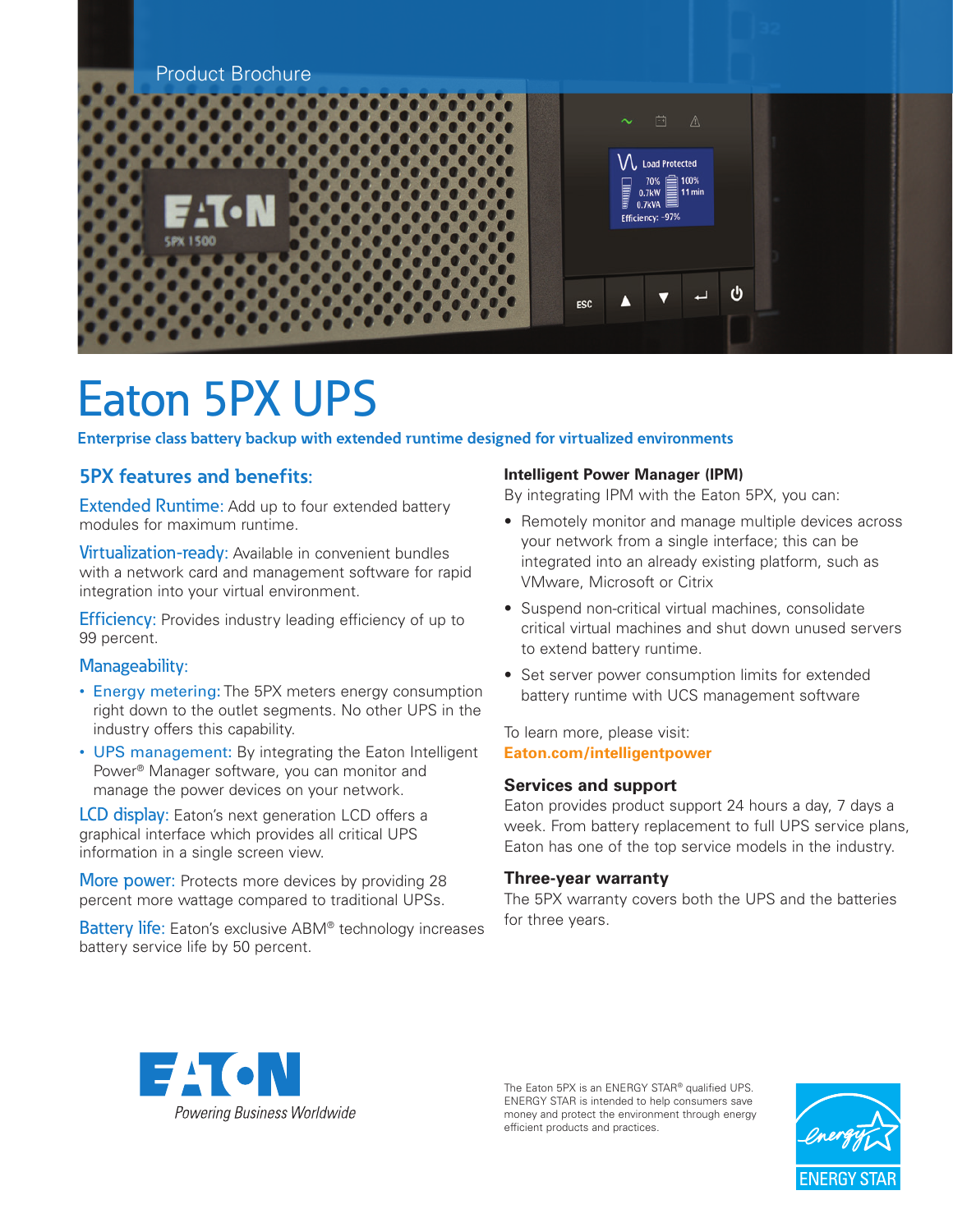Product Brochure

# Eaton 5PX UPS

**Enterprise class battery backup with extended runtime designed for virtualized environments**

## 5PX features and benefits:

**Extended Runtime:** Add up to four extended battery modules for maximum runtime.

**Virtualization-ready:** Available in convenient bundles with a network card and management software for rapid integration into your virtual environment.

**Efficiency:** Provides industry leading efficiency of up to 99 percent.

**Manageability:**

- **Energy metering:** The 5PX meters energy consumption right down to the outlet segments. No other UPS in the industry offers this capability.
- **UPS management:** By integrating the Eaton Intelligent Power® Manager software, you can monitor and manage the power devices on your network.

**LCD display:** Eaton's next generation LCD offers a graphical interface which provides all critical UPS information in a single screen view.

**More power:** Protects more devices by providing 28 percent more wattage compared to traditional UPSs.

**Battery life:** Eaton's exclusive ABM® technology increases battery service life by 50 percent.

### Intelligent Power Manager (IPM)

By integrating IPM with the Eaton 5PX, you can:

- Remotely monitor and manage multiple devices across your network from a single interface; this can be integrated into an already existing platform, such as VMware, Microsoft or Citrix
- Suspend non-critical virtual machines, consolidate critical virtual machines and shut down unused servers to extend battery runtime.
- Set server power consumption limits for extended battery runtime with UCS management software

To learn more, please visit:
**Eaton.com/intelligentpower**

### Services and support

Eaton provides product support 24 hours a day, 7 days a week. From battery replacement to full UPS service plans, Eaton has one of the top service models in the industry.

### Three-year warranty

The 5PX warranty covers both the UPS and the batteries for three years.

EATON
Powering Business Worldwide

The Eaton 5PX is an ENERGY STAR® qualified UPS. ENERGY STAR is intended to help consumers save money and protect the environment through energy efficient products and practices.

ENERGY STAR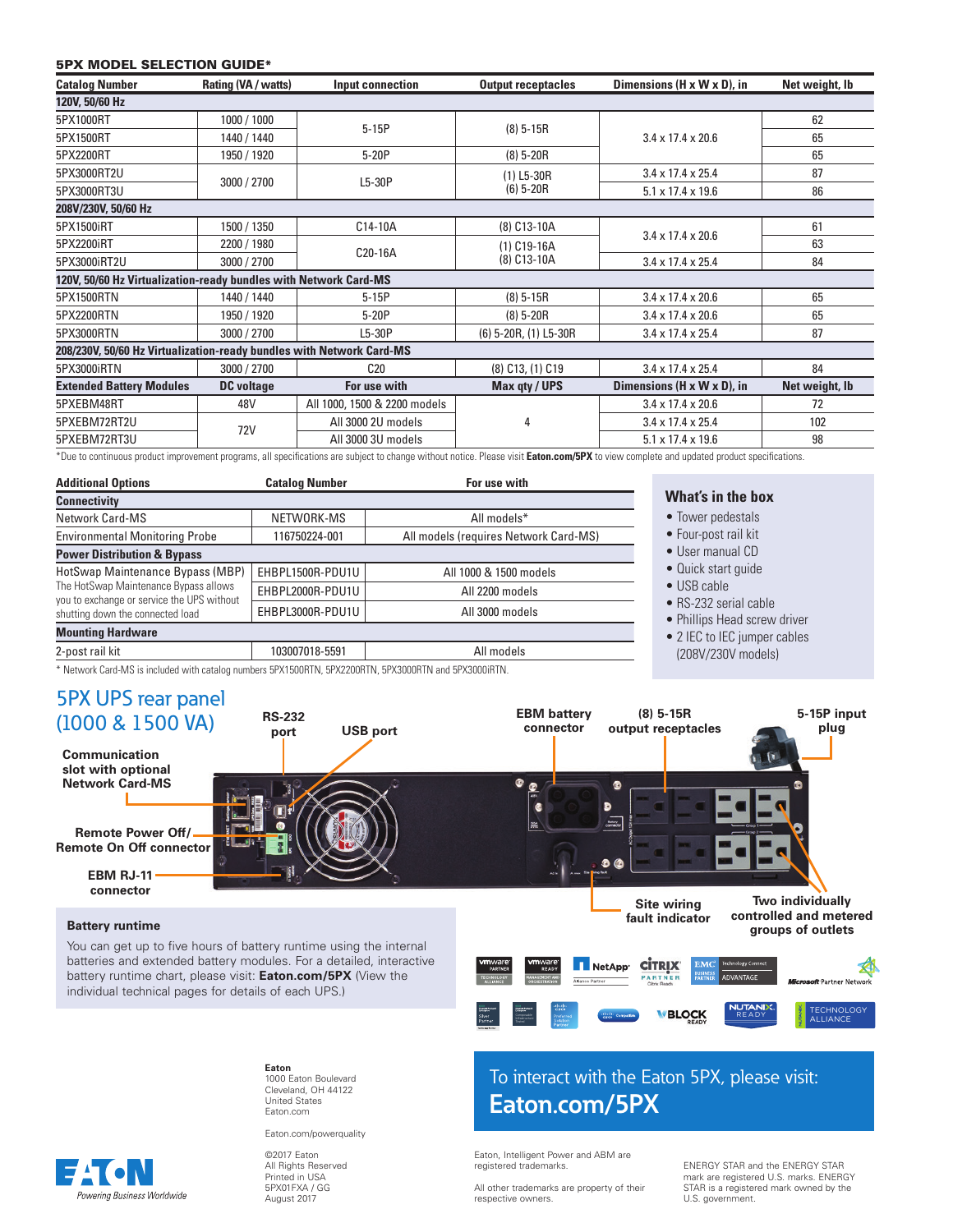### 5PX MODEL SELECTION GUIDE*

| Catalog Number | Rating (VA / watts) | Input connection | Output receptacles | Dimensions (H x W x D), in | Net weight, lb |
|---|---|---|---|---|---|
| **120V, 50/60 Hz** | | | | | |
| 5PX1000RT | 1000 / 1000 | 5-15P | (8) 5-15R | 3.4 x 17.4 x 20.6 | 62 |
| 5PX1500RT | 1440 / 1440 | 5-15P | (8) 5-15R | 3.4 x 17.4 x 20.6 | 65 |
| 5PX2200RT | 1950 / 1920 | 5-20P | (8) 5-20R | 3.4 x 17.4 x 20.6 | 65 |
| 5PX3000RT2U | 3000 / 2700 | L5-30P | (1) L5-30R (6) 5-20R | 3.4 x 17.4 x 25.4 | 87 |
| 5PX3000RT3U | 3000 / 2700 | L5-30P | (1) L5-30R (6) 5-20R | 5.1 x 17.4 x 19.6 | 86 |
| **208V/230V, 50/60 Hz** | | | | | |
| 5PX1500iRT | 1500 / 1350 | C14-10A | (8) C13-10A | 3.4 x 17.4 x 20.6 | 61 |
| 5PX2200iRT | 2200 / 1980 | C20-16A | (1) C19-16A (8) C13-10A | 3.4 x 17.4 x 20.6 | 63 |
| 5PX3000iRT2U | 3000 / 2700 | C20-16A | (1) C19-16A (8) C13-10A | 3.4 x 17.4 x 25.4 | 84 |
| **120V, 50/60 Hz Virtualization-ready bundles with Network Card-MS** | | | | | |
| 5PX1500RTN | 1440 / 1440 | 5-15P | (8) 5-15R | 3.4 x 17.4 x 20.6 | 65 |
| 5PX2200RTN | 1950 / 1920 | 5-20P | (8) 5-20R | 3.4 x 17.4 x 20.6 | 65 |
| 5PX3000RTN | 3000 / 2700 | L5-30P | (6) 5-20R, (1) L5-30R | 3.4 x 17.4 x 25.4 | 87 |
| **208/230V, 50/60 Hz Virtualization-ready bundles with Network Card-MS** | | | | | |
| 5PX3000iRTN | 3000 / 2700 | C20 | (8) C13, (1) C19 | 3.4 x 17.4 x 25.4 | 84 |
| **Extended Battery Modules** | **DC voltage** | **For use with** | **Max qty / UPS** | **Dimensions (H x W x D), in** | **Net weight, lb** |
| 5PXEBM48RT | 48V | All 1000, 1500 & 2200 models | 4 | 3.4 x 17.4 x 20.6 | 72 |
| 5PXEBM72RT2U | 72V | All 3000 2U models | 4 | 3.4 x 17.4 x 25.4 | 102 |
| 5PXEBM72RT3U | 72V | All 3000 3U models | 4 | 5.1 x 17.4 x 19.6 | 98 |

*Due to continuous product improvement programs, all specifications are subject to change without notice. Please visit **Eaton.com/5PX** to view complete and updated product specifications.

| Additional Options | Catalog Number | For use with |
|---|---|---|
| **Connectivity** | | |
| Network Card-MS | NETWORK-MS | All models* |
| Environmental Monitoring Probe | 116750224-001 | All models (requires Network Card-MS) |
| **Power Distribution & Bypass** | | |
| HotSwap Maintenance Bypass (MBP) | EHBPL1500R-PDU1U | All 1000 & 1500 models |
| The HotSwap Maintenance Bypass allows you to exchange or service the UPS without shutting down the connected load | EHBPL2000R-PDU1U | All 2200 models |
| | EHBPL3000R-PDU1U | All 3000 models |
| **Mounting Hardware** | | |
| 2-post rail kit | 103007018-5591 | All models |

* Network Card-MS is included with catalog numbers 5PX1500RTN, 5PX2200RTN, 5PX3000RTN and 5PX3000iRTN.

### What's in the box

- Tower pedestals
- Four-post rail kit
- User manual CD
- Quick start guide
- USB cable
- RS-232 serial cable
- Phillips Head screw driver
- 2 IEC to IEC jumper cables (208V/230V models)

## 5PX UPS rear panel (1000 & 1500 VA)

RS-232 port
USB port
EBM battery connector
(8) 5-15R output receptacles
5-15P input plug
Communication slot with optional Network Card-MS
Remote Power Off/ Remote On Off connector
EBM RJ-11 connector
Site wiring fault indicator
Two individually controlled and metered groups of outlets

### Battery runtime

You can get up to five hours of battery runtime using the internal batteries and extended battery modules. For a detailed, interactive battery runtime chart, please visit: **Eaton.com/5PX** (View the individual technical pages for details of each UPS.)

**Eaton**
1000 Eaton Boulevard
Cleveland, OH 44122
United States
Eaton.com

Eaton.com/powerquality

©2017 Eaton
All Rights Reserved
Printed in USA
5PX01FXA / GG
August 2017

To interact with the Eaton 5PX, please visit:
**Eaton.com/5PX**

Eaton, Intelligent Power and ABM are registered trademarks.

All other trademarks are property of their respective owners.

ENERGY STAR and the ENERGY STAR mark are registered U.S. marks. ENERGY STAR is a registered mark owned by the U.S. government.

EATON
Powering Business Worldwide